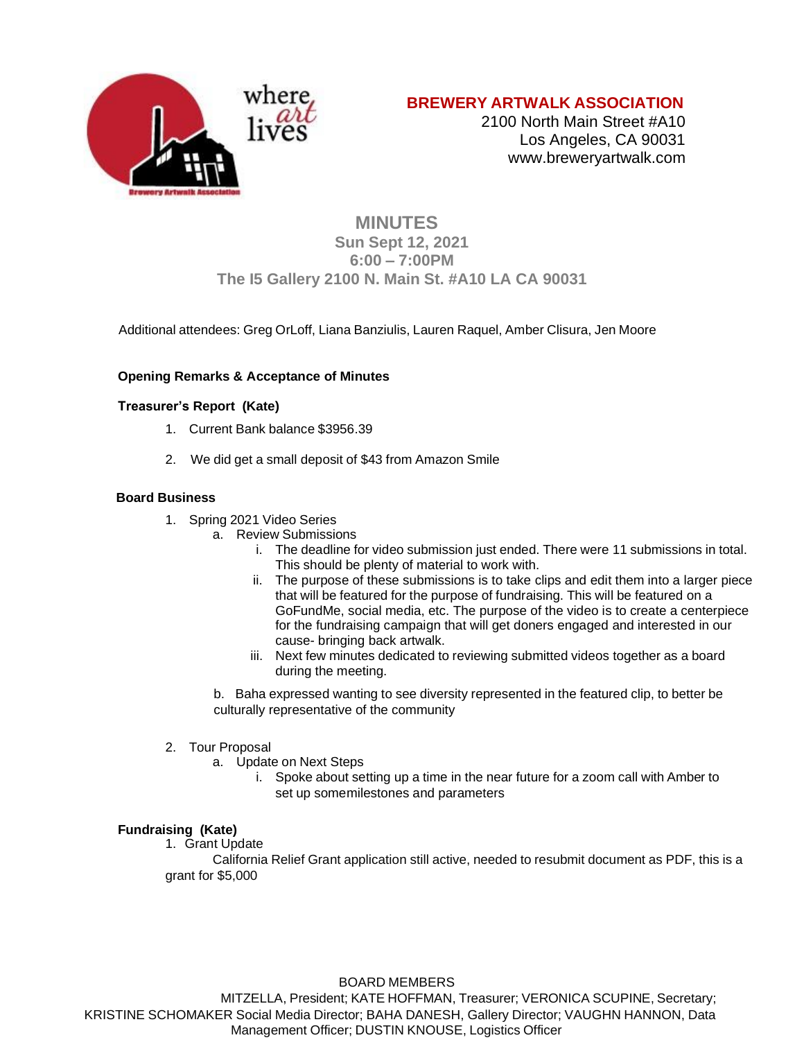**BREWERY ARTWALK ASSOCIATION**
2100 North Main Street #A10
Los Angeles, CA 90031
www.breweryartwalk.com

# MINUTES

**Sun Sept 12, 2021**
**6:00 – 7:00PM**
**The I5 Gallery 2100 N. Main St. #A10 LA CA 90031**

Additional attendees: Greg OrLoff, Liana Banziulis, Lauren Raquel, Amber Clisura, Jen Moore

### Opening Remarks & Acceptance of Minutes

### Treasurer's Report (Kate)

1. Current Bank balance $3956.39
2. We did get a small deposit of $43 from Amazon Smile

### Board Business

1. Spring 2021 Video Series
   a. Review Submissions
      i. The deadline for video submission just ended. There were 11 submissions in total. This should be plenty of material to work with.
      ii. The purpose of these submissions is to take clips and edit them into a larger piece that will be featured for the purpose of fundraising. This will be featured on a GoFundMe, social media, etc. The purpose of the video is to create a centerpiece for the fundraising campaign that will get doners engaged and interested in our cause- bringing back artwalk.
      iii. Next few minutes dedicated to reviewing submitted videos together as a board during the meeting.

   b. Baha expressed wanting to see diversity represented in the featured clip, to better be culturally representative of the community

2. Tour Proposal
   a. Update on Next Steps
      i. Spoke about setting up a time in the near future for a zoom call with Amber to set up somemilestones and parameters

### Fundraising (Kate)

1. Grant Update

   California Relief Grant application still active, needed to resubmit document as PDF, this is a grant for $5,000

BOARD MEMBERS
MITZELLA, President; KATE HOFFMAN, Treasurer; VERONICA SCUPINE, Secretary; KRISTINE SCHOMAKER Social Media Director; BAHA DANESH, Gallery Director; VAUGHN HANNON, Data Management Officer; DUSTIN KNOUSE, Logistics Officer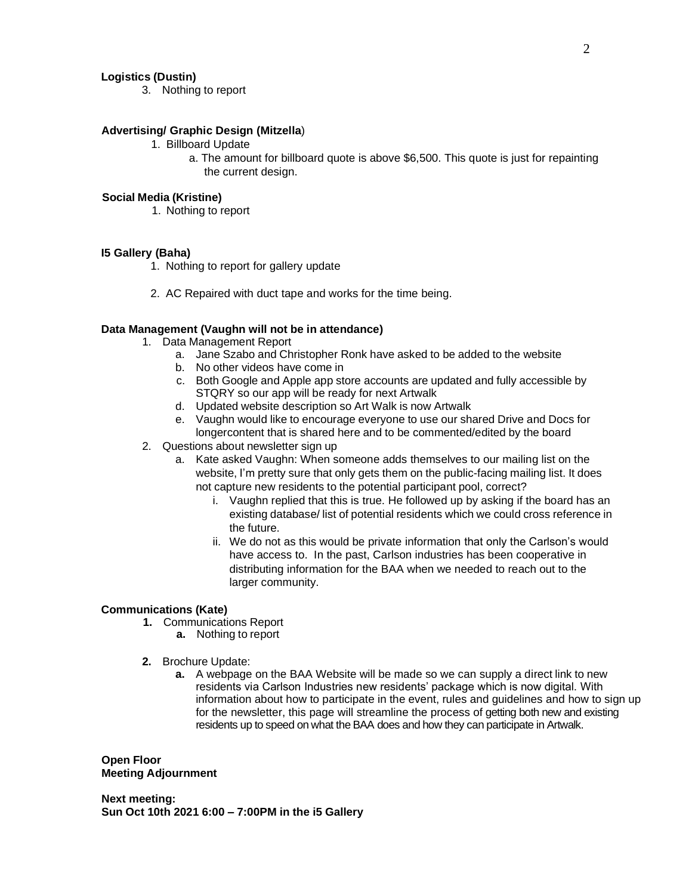**Logistics (Dustin)**

3. Nothing to report

**Advertising/ Graphic Design (Mitzella)**

1. Billboard Update
   a. The amount for billboard quote is above $6,500. This quote is just for repainting the current design.

**Social Media (Kristine)**

1. Nothing to report

**I5 Gallery (Baha)**

1. Nothing to report for gallery update

2. AC Repaired with duct tape and works for the time being.

**Data Management (Vaughn will not be in attendance)**

1. Data Management Report
   a. Jane Szabo and Christopher Ronk have asked to be added to the website
   b. No other videos have come in
   c. Both Google and Apple app store accounts are updated and fully accessible by STQRY so our app will be ready for next Artwalk
   d. Updated website description so Art Walk is now Artwalk
   e. Vaughn would like to encourage everyone to use our shared Drive and Docs for longercontent that is shared here and to be commented/edited by the board
2. Questions about newsletter sign up
   a. Kate asked Vaughn: When someone adds themselves to our mailing list on the website, I'm pretty sure that only gets them on the public-facing mailing list. It does not capture new residents to the potential participant pool, correct?
      i. Vaughn replied that this is true. He followed up by asking if the board has an existing database/ list of potential residents which we could cross reference in the future.
      ii. We do not as this would be private information that only the Carlson's would have access to. In the past, Carlson industries has been cooperative in distributing information for the BAA when we needed to reach out to the larger community.

**Communications (Kate)**

1. Communications Report
   a. Nothing to report

2. Brochure Update:
   a. A webpage on the BAA Website will be made so we can supply a direct link to new residents via Carlson Industries new residents' package which is now digital. With information about how to participate in the event, rules and guidelines and how to sign up for the newsletter, this page will streamline the process of getting both new and existing residents up to speed on what the BAA does and how they can participate in Artwalk.

**Open Floor**
**Meeting Adjournment**

**Next meeting:**
**Sun Oct 10th 2021 6:00 – 7:00PM in the i5 Gallery**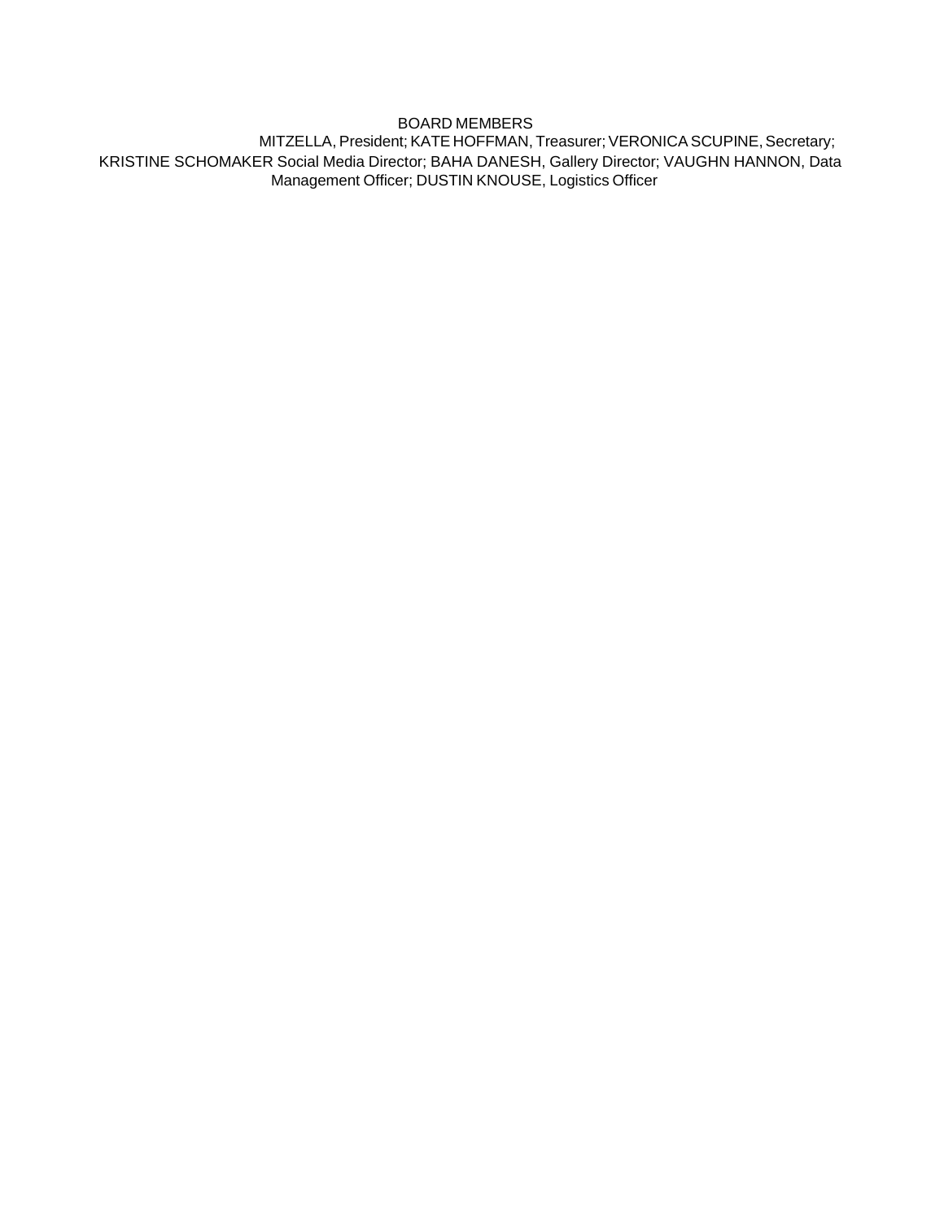BOARD MEMBERS

MITZELLA, President; KATE HOFFMAN, Treasurer; VERONICA SCUPINE, Secretary; KRISTINE SCHOMAKER Social Media Director; BAHA DANESH, Gallery Director; VAUGHN HANNON, Data Management Officer; DUSTIN KNOUSE, Logistics Officer